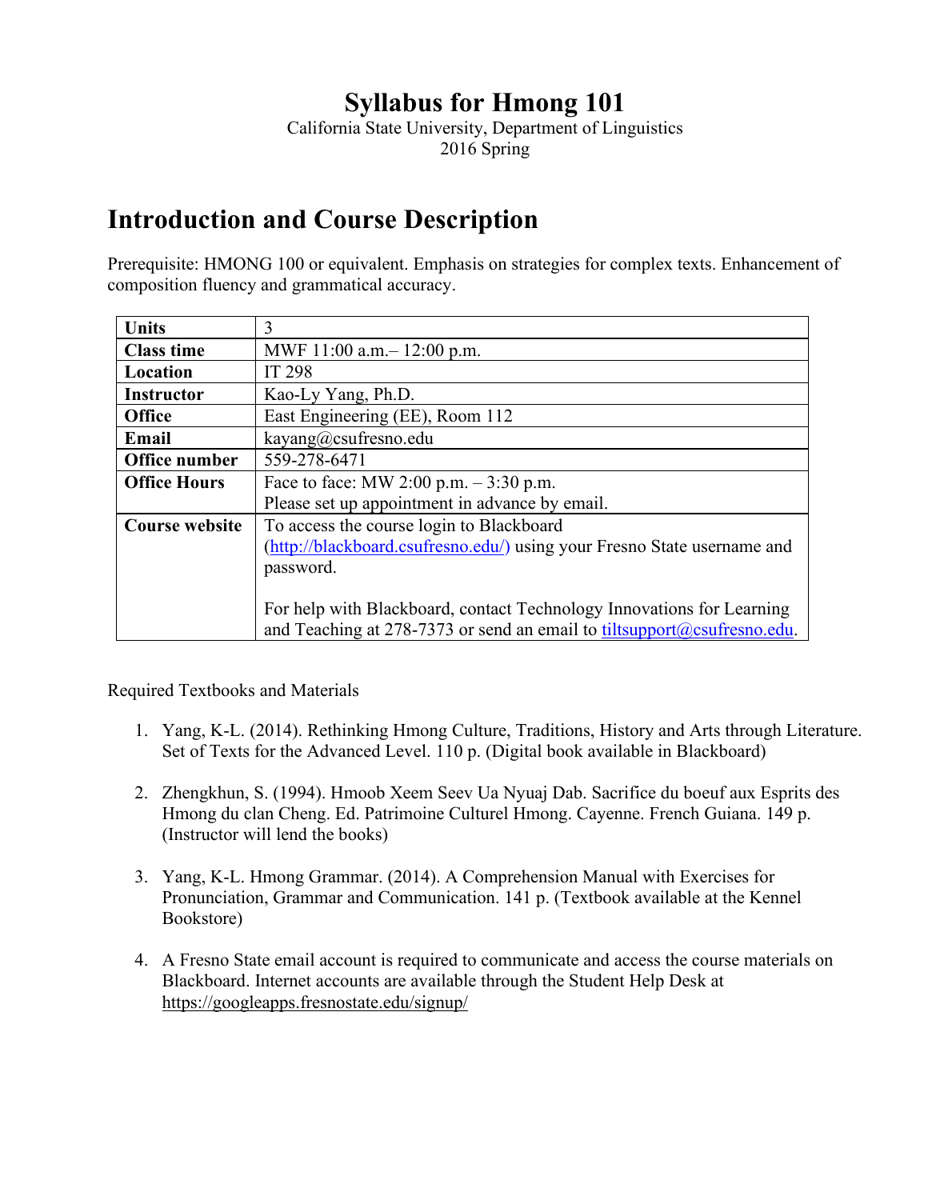# Syllabus for Hmong 101

California State University, Department of Linguistics
2016 Spring

## Introduction and Course Description

Prerequisite: HMONG 100 or equivalent. Emphasis on strategies for complex texts. Enhancement of composition fluency and grammatical accuracy.

| | |
|---|---|
| **Units** | 3 |
| **Class time** | MWF 11:00 a.m.– 12:00 p.m. |
| **Location** | IT 298 |
| **Instructor** | Kao-Ly Yang, Ph.D. |
| **Office** | East Engineering (EE), Room 112 |
| **Email** | kayang@csufresno.edu |
| **Office number** | 559-278-6471 |
| **Office Hours** | Face to face: MW 2:00 p.m. – 3:30 p.m.<br>Please set up appointment in advance by email. |
| **Course website** | To access the course login to Blackboard (http://blackboard.csufresno.edu/) using your Fresno State username and password.<br><br>For help with Blackboard, contact Technology Innovations for Learning and Teaching at 278-7373 or send an email to tiltsupport@csufresno.edu. |

Required Textbooks and Materials

1. Yang, K-L. (2014). Rethinking Hmong Culture, Traditions, History and Arts through Literature. Set of Texts for the Advanced Level. 110 p. (Digital book available in Blackboard)

2. Zhengkhun, S. (1994). Hmoob Xeem Seev Ua Nyuaj Dab. Sacrifice du boeuf aux Esprits des Hmong du clan Cheng. Ed. Patrimoine Culturel Hmong. Cayenne. French Guiana. 149 p. (Instructor will lend the books)

3. Yang, K-L. Hmong Grammar. (2014). A Comprehension Manual with Exercises for Pronunciation, Grammar and Communication. 141 p. (Textbook available at the Kennel Bookstore)

4. A Fresno State email account is required to communicate and access the course materials on Blackboard. Internet accounts are available through the Student Help Desk at https://googleapps.fresnostate.edu/signup/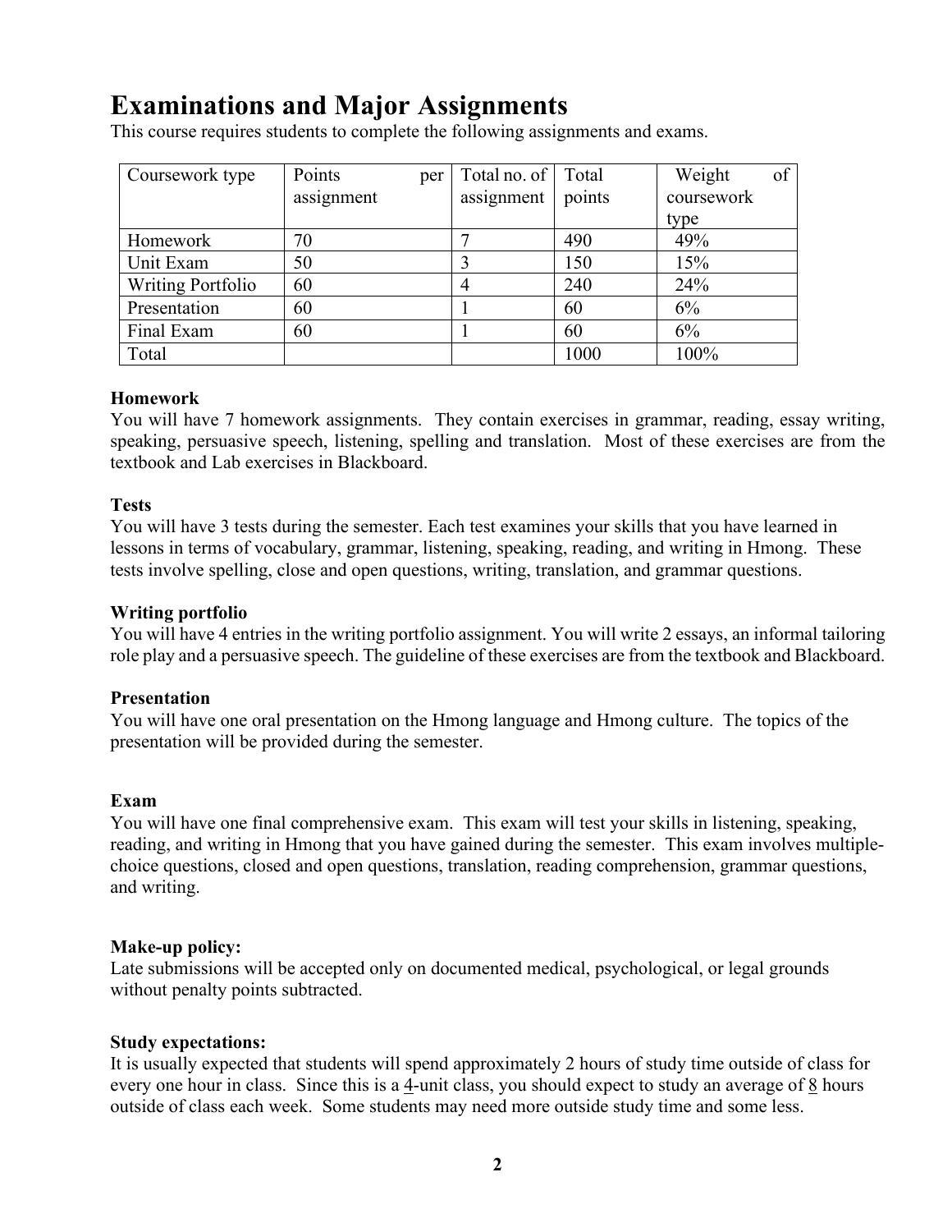# Examinations and Major Assignments

This course requires students to complete the following assignments and exams.

| Coursework type | Points per assignment | Total no. of assignment | Total points | Weight of coursework type |
|---|---|---|---|---|
| Homework | 70 | 7 | 490 | 49% |
| Unit Exam | 50 | 3 | 150 | 15% |
| Writing Portfolio | 60 | 4 | 240 | 24% |
| Presentation | 60 | 1 | 60 | 6% |
| Final Exam | 60 | 1 | 60 | 6% |
| Total | | | 1000 | 100% |

**Homework**

You will have 7 homework assignments. They contain exercises in grammar, reading, essay writing, speaking, persuasive speech, listening, spelling and translation. Most of these exercises are from the textbook and Lab exercises in Blackboard.

**Tests**

You will have 3 tests during the semester. Each test examines your skills that you have learned in lessons in terms of vocabulary, grammar, listening, speaking, reading, and writing in Hmong. These tests involve spelling, close and open questions, writing, translation, and grammar questions.

**Writing portfolio**

You will have 4 entries in the writing portfolio assignment. You will write 2 essays, an informal tailoring role play and a persuasive speech. The guideline of these exercises are from the textbook and Blackboard.

**Presentation**

You will have one oral presentation on the Hmong language and Hmong culture. The topics of the presentation will be provided during the semester.

**Exam**

You will have one final comprehensive exam. This exam will test your skills in listening, speaking, reading, and writing in Hmong that you have gained during the semester. This exam involves multiple-choice questions, closed and open questions, translation, reading comprehension, grammar questions, and writing.

**Make-up policy:**

Late submissions will be accepted only on documented medical, psychological, or legal grounds without penalty points subtracted.

**Study expectations:**

It is usually expected that students will spend approximately 2 hours of study time outside of class for every one hour in class. Since this is a 4-unit class, you should expect to study an average of 8 hours outside of class each week. Some students may need more outside study time and some less.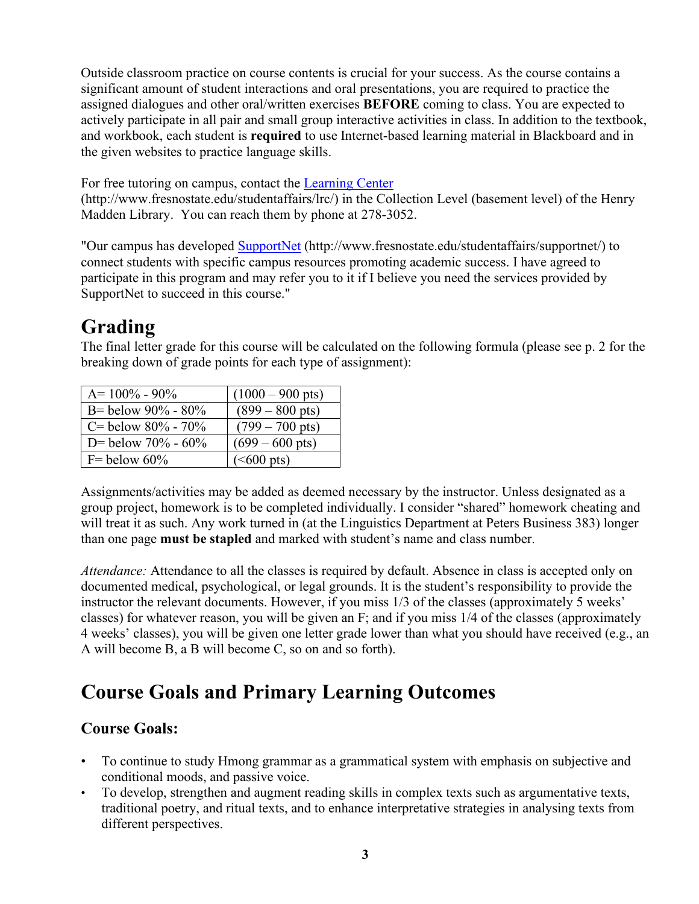Outside classroom practice on course contents is crucial for your success. As the course contains a significant amount of student interactions and oral presentations, you are required to practice the assigned dialogues and other oral/written exercises **BEFORE** coming to class. You are expected to actively participate in all pair and small group interactive activities in class. In addition to the textbook, and workbook, each student is **required** to use Internet-based learning material in Blackboard and in the given websites to practice language skills.

For free tutoring on campus, contact the [Learning Center](http://www.fresnostate.edu/studentaffairs/lrc/) (http://www.fresnostate.edu/studentaffairs/lrc/) in the Collection Level (basement level) of the Henry Madden Library. You can reach them by phone at 278-3052.

"Our campus has developed [SupportNet](http://www.fresnostate.edu/studentaffairs/supportnet/) (http://www.fresnostate.edu/studentaffairs/supportnet/) to connect students with specific campus resources promoting academic success. I have agreed to participate in this program and may refer you to it if I believe you need the services provided by SupportNet to succeed in this course."

# Grading

The final letter grade for this course will be calculated on the following formula (please see p. 2 for the breaking down of grade points for each type of assignment):

| A= 100% - 90% | (1000 – 900 pts) |
|---|---|
| B= below 90% - 80% | (899 – 800 pts) |
| C= below 80% - 70% | (799 – 700 pts) |
| D= below 70% - 60% | (699 – 600 pts) |
| F= below 60% | (<600 pts) |

Assignments/activities may be added as deemed necessary by the instructor. Unless designated as a group project, homework is to be completed individually. I consider "shared" homework cheating and will treat it as such. Any work turned in (at the Linguistics Department at Peters Business 383) longer than one page **must be stapled** and marked with student's name and class number.

*Attendance:* Attendance to all the classes is required by default. Absence in class is accepted only on documented medical, psychological, or legal grounds. It is the student's responsibility to provide the instructor the relevant documents. However, if you miss 1/3 of the classes (approximately 5 weeks' classes) for whatever reason, you will be given an F; and if you miss 1/4 of the classes (approximately 4 weeks' classes), you will be given one letter grade lower than what you should have received (e.g., an A will become B, a B will become C, so on and so forth).

# Course Goals and Primary Learning Outcomes

## Course Goals:

- To continue to study Hmong grammar as a grammatical system with emphasis on subjective and conditional moods, and passive voice.
- To develop, strengthen and augment reading skills in complex texts such as argumentative texts, traditional poetry, and ritual texts, and to enhance interpretative strategies in analysing texts from different perspectives.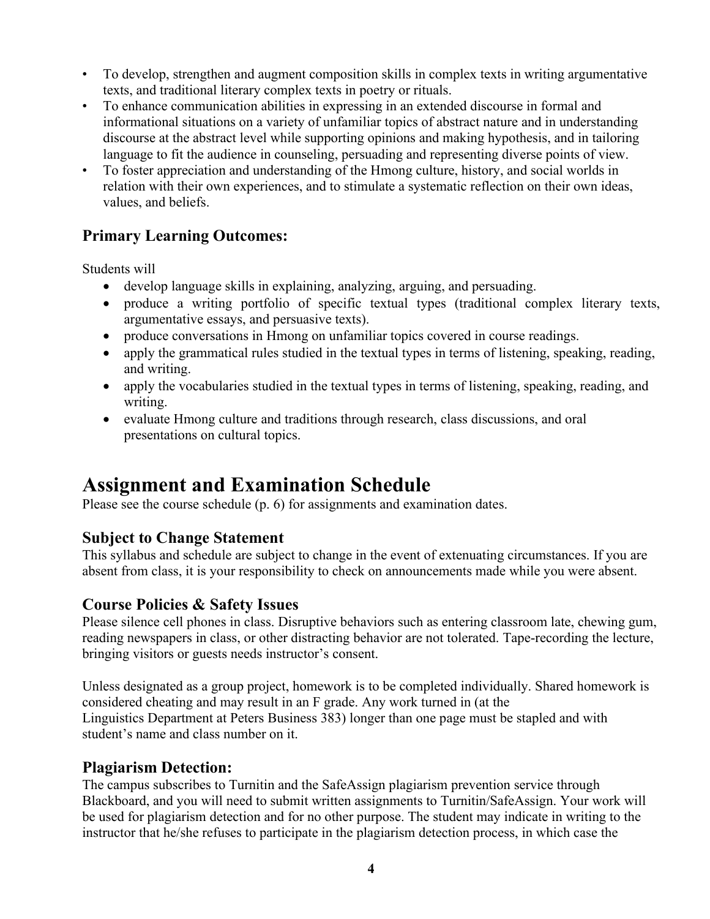- To develop, strengthen and augment composition skills in complex texts in writing argumentative texts, and traditional literary complex texts in poetry or rituals.
- To enhance communication abilities in expressing in an extended discourse in formal and informational situations on a variety of unfamiliar topics of abstract nature and in understanding discourse at the abstract level while supporting opinions and making hypothesis, and in tailoring language to fit the audience in counseling, persuading and representing diverse points of view.
- To foster appreciation and understanding of the Hmong culture, history, and social worlds in relation with their own experiences, and to stimulate a systematic reflection on their own ideas, values, and beliefs.

### Primary Learning Outcomes:

Students will

- develop language skills in explaining, analyzing, arguing, and persuading.
- produce a writing portfolio of specific textual types (traditional complex literary texts, argumentative essays, and persuasive texts).
- produce conversations in Hmong on unfamiliar topics covered in course readings.
- apply the grammatical rules studied in the textual types in terms of listening, speaking, reading, and writing.
- apply the vocabularies studied in the textual types in terms of listening, speaking, reading, and writing.
- evaluate Hmong culture and traditions through research, class discussions, and oral presentations on cultural topics.

## Assignment and Examination Schedule

Please see the course schedule (p. 6) for assignments and examination dates.

### Subject to Change Statement

This syllabus and schedule are subject to change in the event of extenuating circumstances. If you are absent from class, it is your responsibility to check on announcements made while you were absent.

### Course Policies & Safety Issues

Please silence cell phones in class. Disruptive behaviors such as entering classroom late, chewing gum, reading newspapers in class, or other distracting behavior are not tolerated. Tape-recording the lecture, bringing visitors or guests needs instructor's consent.

Unless designated as a group project, homework is to be completed individually. Shared homework is considered cheating and may result in an F grade. Any work turned in (at the Linguistics Department at Peters Business 383) longer than one page must be stapled and with student's name and class number on it.

### Plagiarism Detection:

The campus subscribes to Turnitin and the SafeAssign plagiarism prevention service through Blackboard, and you will need to submit written assignments to Turnitin/SafeAssign. Your work will be used for plagiarism detection and for no other purpose. The student may indicate in writing to the instructor that he/she refuses to participate in the plagiarism detection process, in which case the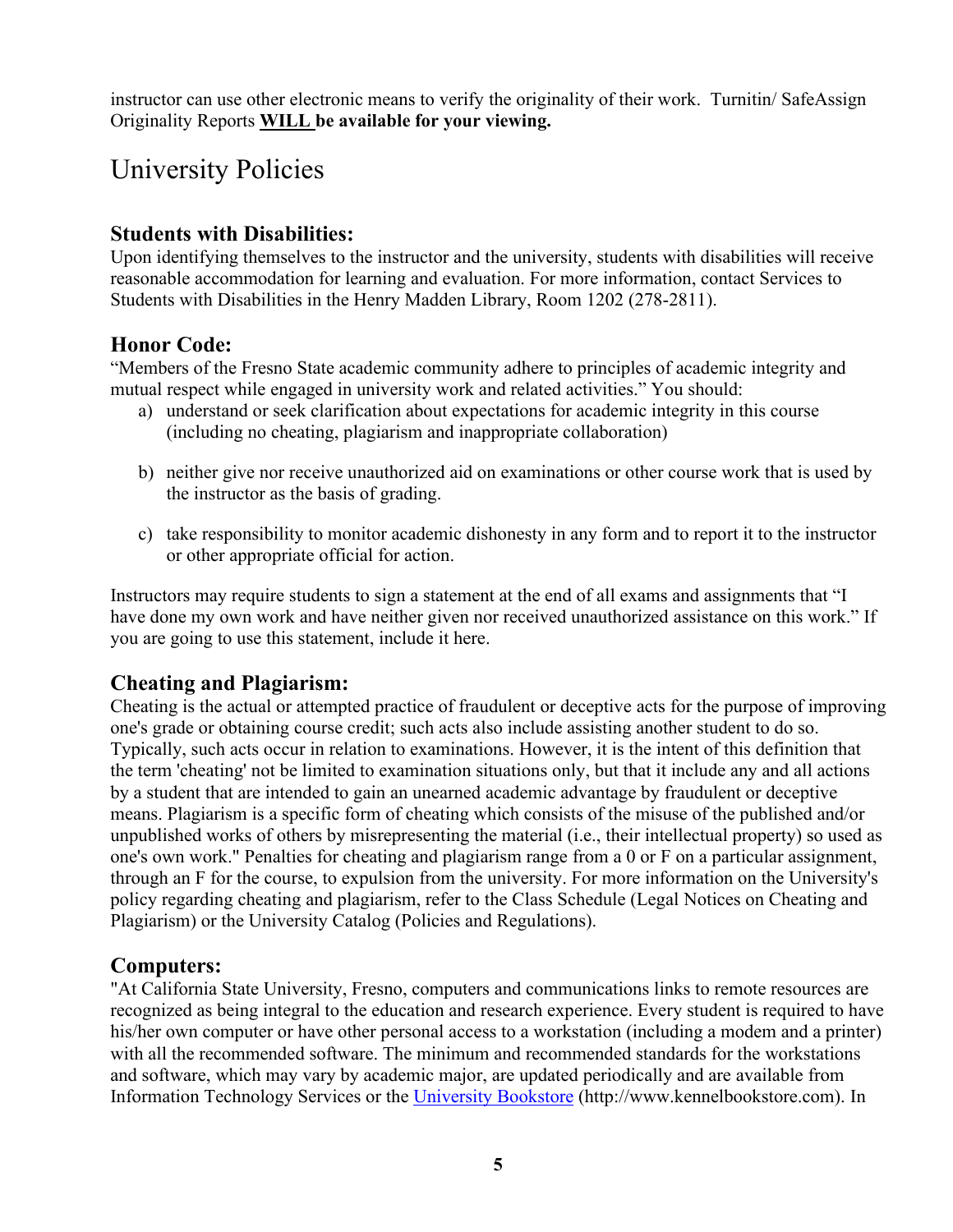instructor can use other electronic means to verify the originality of their work. Turnitin/ SafeAssign Originality Reports **WILL be available for your viewing.**

# University Policies

### Students with Disabilities:

Upon identifying themselves to the instructor and the university, students with disabilities will receive reasonable accommodation for learning and evaluation. For more information, contact Services to Students with Disabilities in the Henry Madden Library, Room 1202 (278-2811).

### Honor Code:

"Members of the Fresno State academic community adhere to principles of academic integrity and mutual respect while engaged in university work and related activities." You should:

a) understand or seek clarification about expectations for academic integrity in this course (including no cheating, plagiarism and inappropriate collaboration)

b) neither give nor receive unauthorized aid on examinations or other course work that is used by the instructor as the basis of grading.

c) take responsibility to monitor academic dishonesty in any form and to report it to the instructor or other appropriate official for action.

Instructors may require students to sign a statement at the end of all exams and assignments that "I have done my own work and have neither given nor received unauthorized assistance on this work." If you are going to use this statement, include it here.

### Cheating and Plagiarism:

Cheating is the actual or attempted practice of fraudulent or deceptive acts for the purpose of improving one's grade or obtaining course credit; such acts also include assisting another student to do so. Typically, such acts occur in relation to examinations. However, it is the intent of this definition that the term 'cheating' not be limited to examination situations only, but that it include any and all actions by a student that are intended to gain an unearned academic advantage by fraudulent or deceptive means. Plagiarism is a specific form of cheating which consists of the misuse of the published and/or unpublished works of others by misrepresenting the material (i.e., their intellectual property) so used as one's own work." Penalties for cheating and plagiarism range from a 0 or F on a particular assignment, through an F for the course, to expulsion from the university. For more information on the University's policy regarding cheating and plagiarism, refer to the Class Schedule (Legal Notices on Cheating and Plagiarism) or the University Catalog (Policies and Regulations).

### Computers:

"At California State University, Fresno, computers and communications links to remote resources are recognized as being integral to the education and research experience. Every student is required to have his/her own computer or have other personal access to a workstation (including a modem and a printer) with all the recommended software. The minimum and recommended standards for the workstations and software, which may vary by academic major, are updated periodically and are available from Information Technology Services or the University Bookstore (http://www.kennelbookstore.com). In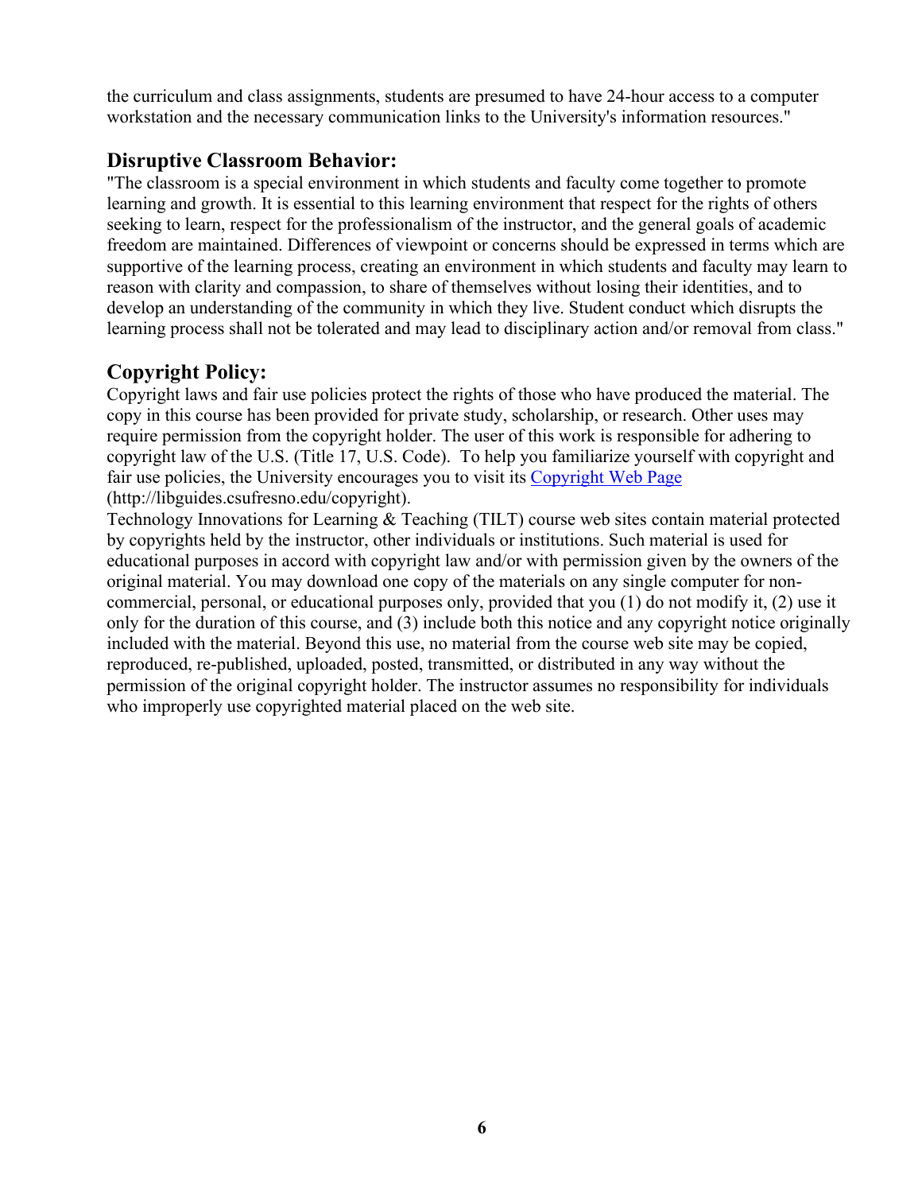the curriculum and class assignments, students are presumed to have 24-hour access to a computer workstation and the necessary communication links to the University's information resources."

## Disruptive Classroom Behavior:

"The classroom is a special environment in which students and faculty come together to promote learning and growth. It is essential to this learning environment that respect for the rights of others seeking to learn, respect for the professionalism of the instructor, and the general goals of academic freedom are maintained. Differences of viewpoint or concerns should be expressed in terms which are supportive of the learning process, creating an environment in which students and faculty may learn to reason with clarity and compassion, to share of themselves without losing their identities, and to develop an understanding of the community in which they live. Student conduct which disrupts the learning process shall not be tolerated and may lead to disciplinary action and/or removal from class."

## Copyright Policy:

Copyright laws and fair use policies protect the rights of those who have produced the material. The copy in this course has been provided for private study, scholarship, or research. Other uses may require permission from the copyright holder. The user of this work is responsible for adhering to copyright law of the U.S. (Title 17, U.S. Code). To help you familiarize yourself with copyright and fair use policies, the University encourages you to visit its [Copyright Web Page](http://libguides.csufresno.edu/copyright) (http://libguides.csufresno.edu/copyright).

Technology Innovations for Learning & Teaching (TILT) course web sites contain material protected by copyrights held by the instructor, other individuals or institutions. Such material is used for educational purposes in accord with copyright law and/or with permission given by the owners of the original material. You may download one copy of the materials on any single computer for non-commercial, personal, or educational purposes only, provided that you (1) do not modify it, (2) use it only for the duration of this course, and (3) include both this notice and any copyright notice originally included with the material. Beyond this use, no material from the course web site may be copied, reproduced, re-published, uploaded, posted, transmitted, or distributed in any way without the permission of the original copyright holder. The instructor assumes no responsibility for individuals who improperly use copyrighted material placed on the web site.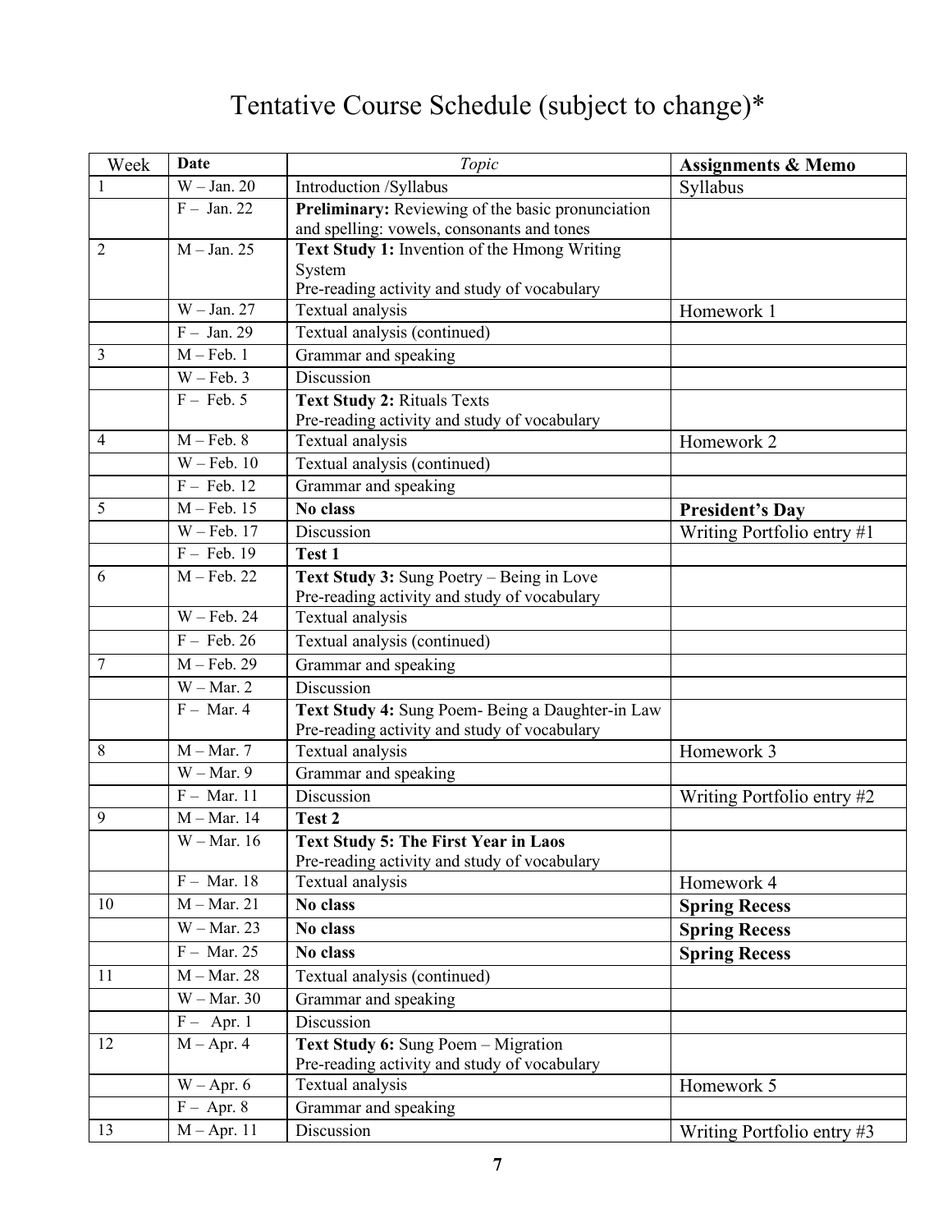# Tentative Course Schedule (subject to change)*

| Week | **Date** | *Topic* | **Assignments & Memo** |
|---|---|---|---|
| 1 | W – Jan. 20 | Introduction /Syllabus | Syllabus |
| | F – Jan. 22 | **Preliminary:** Reviewing of the basic pronunciation and spelling: vowels, consonants and tones | |
| 2 | M – Jan. 25 | **Text Study 1:** Invention of the Hmong Writing System<br>Pre-reading activity and study of vocabulary | |
| | W – Jan. 27 | Textual analysis | Homework 1 |
| | F – Jan. 29 | Textual analysis (continued) | |
| 3 | M – Feb. 1 | Grammar and speaking | |
| | W – Feb. 3 | Discussion | |
| | F – Feb. 5 | **Text Study 2:** Rituals Texts<br>Pre-reading activity and study of vocabulary | |
| 4 | M – Feb. 8 | Textual analysis | Homework 2 |
| | W – Feb. 10 | Textual analysis (continued) | |
| | F – Feb. 12 | Grammar and speaking | |
| 5 | M – Feb. 15 | **No class** | **President's Day** |
| | W – Feb. 17 | Discussion | Writing Portfolio entry #1 |
| | F – Feb. 19 | **Test 1** | |
| 6 | M – Feb. 22 | **Text Study 3:** Sung Poetry – Being in Love<br>Pre-reading activity and study of vocabulary | |
| | W – Feb. 24 | Textual analysis | |
| | F – Feb. 26 | Textual analysis (continued) | |
| 7 | M – Feb. 29 | Grammar and speaking | |
| | W – Mar. 2 | Discussion | |
| | F – Mar. 4 | **Text Study 4:** Sung Poem- Being a Daughter-in Law<br>Pre-reading activity and study of vocabulary | |
| 8 | M – Mar. 7 | Textual analysis | Homework 3 |
| | W – Mar. 9 | Grammar and speaking | |
| | F – Mar. 11 | Discussion | Writing Portfolio entry #2 |
| 9 | M – Mar. 14 | **Test 2** | |
| | W – Mar. 16 | **Text Study 5: The First Year in Laos**<br>Pre-reading activity and study of vocabulary | |
| | F – Mar. 18 | Textual analysis | Homework 4 |
| 10 | M – Mar. 21 | **No class** | **Spring Recess** |
| | W – Mar. 23 | **No class** | **Spring Recess** |
| | F – Mar. 25 | **No class** | **Spring Recess** |
| 11 | M – Mar. 28 | Textual analysis (continued) | |
| | W – Mar. 30 | Grammar and speaking | |
| | F – Apr. 1 | Discussion | |
| 12 | M – Apr. 4 | **Text Study 6:** Sung Poem – Migration<br>Pre-reading activity and study of vocabulary | |
| | W – Apr. 6 | Textual analysis | Homework 5 |
| | F – Apr. 8 | Grammar and speaking | |
| 13 | M – Apr. 11 | Discussion | Writing Portfolio entry #3 |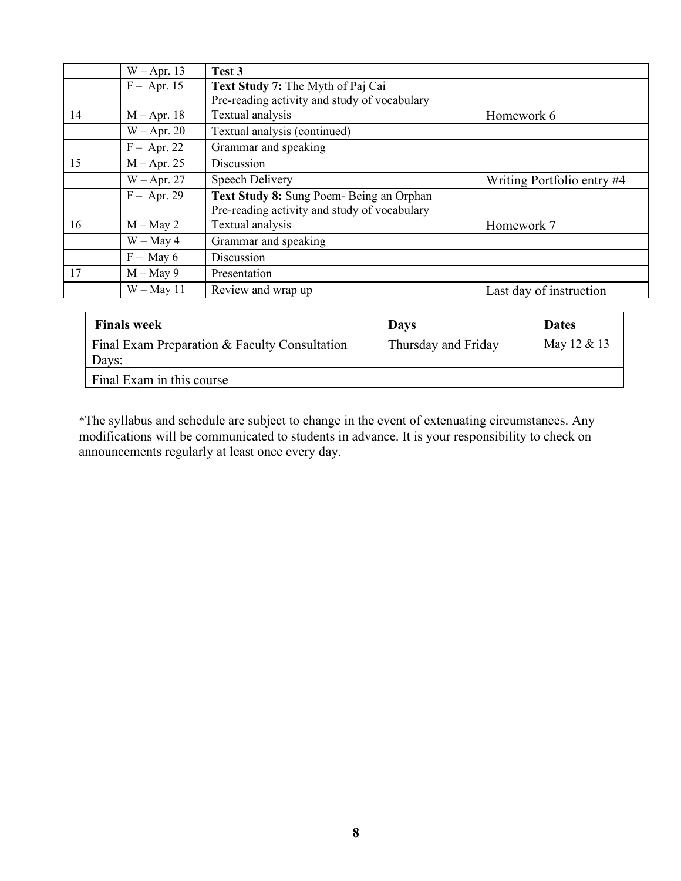| | | | |
|---|---|---|---|
| | W – Apr. 13 | **Test 3** | |
| | F – Apr. 15 | **Text Study 7:** The Myth of Paj Cai<br>Pre-reading activity and study of vocabulary | |
| 14 | M – Apr. 18 | Textual analysis | Homework 6 |
| | W – Apr. 20 | Textual analysis (continued) | |
| | F – Apr. 22 | Grammar and speaking | |
| 15 | M – Apr. 25 | Discussion | |
| | W – Apr. 27 | Speech Delivery | Writing Portfolio entry #4 |
| | F – Apr. 29 | **Text Study 8:** Sung Poem- Being an Orphan<br>Pre-reading activity and study of vocabulary | |
| 16 | M – May 2 | Textual analysis | Homework 7 |
| | W – May 4 | Grammar and speaking | |
| | F – May 6 | Discussion | |
| 17 | M – May 9 | Presentation | |
| | W – May 11 | Review and wrap up | Last day of instruction |

| **Finals week** | **Days** | **Dates** |
|---|---|---|
| Final Exam Preparation & Faculty Consultation Days: | Thursday and Friday | May 12 & 13 |
| Final Exam in this course | | |

*The syllabus and schedule are subject to change in the event of extenuating circumstances. Any modifications will be communicated to students in advance. It is your responsibility to check on announcements regularly at least once every day.